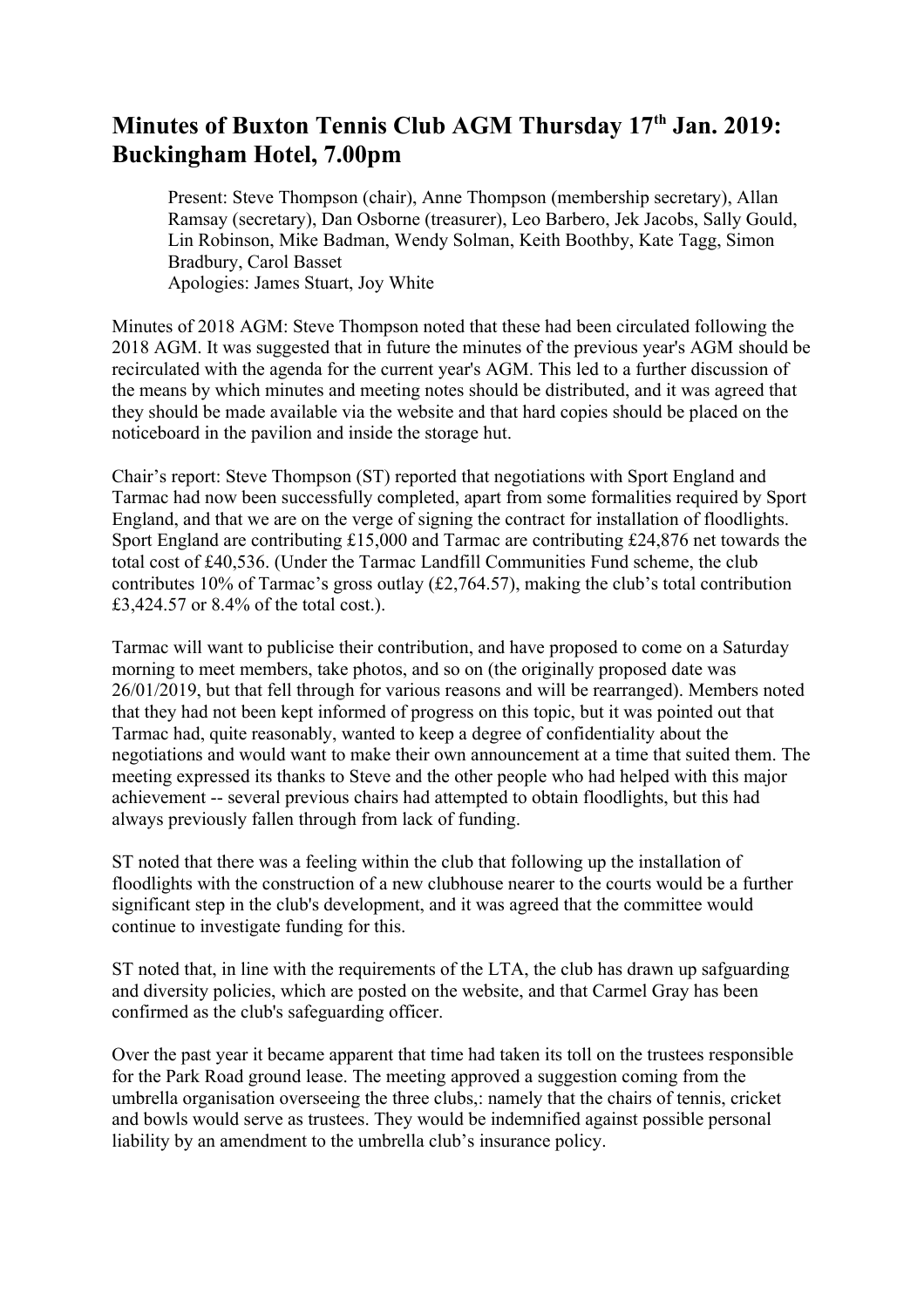# Minutes of Buxton Tennis Club AGM Thursday 17th Jan. 2019: Buckingham Hotel, 7.00pm

Present: Steve Thompson (chair), Anne Thompson (membership secretary), Allan Ramsay (secretary), Dan Osborne (treasurer), Leo Barbero, Jek Jacobs, Sally Gould, Lin Robinson, Mike Badman, Wendy Solman, Keith Boothby, Kate Tagg, Simon Bradbury, Carol Basset
Apologies: James Stuart, Joy White

Minutes of 2018 AGM: Steve Thompson noted that these had been circulated following the 2018 AGM. It was suggested that in future the minutes of the previous year's AGM should be recirculated with the agenda for the current year's AGM. This led to a further discussion of the means by which minutes and meeting notes should be distributed, and it was agreed that they should be made available via the website and that hard copies should be placed on the noticeboard in the pavilion and inside the storage hut.

Chair's report: Steve Thompson (ST) reported that negotiations with Sport England and Tarmac had now been successfully completed, apart from some formalities required by Sport England, and that we are on the verge of signing the contract for installation of floodlights. Sport England are contributing £15,000 and Tarmac are contributing £24,876 net towards the total cost of £40,536. (Under the Tarmac Landfill Communities Fund scheme, the club contributes 10% of Tarmac's gross outlay (£2,764.57), making the club's total contribution £3,424.57 or 8.4% of the total cost.).

Tarmac will want to publicise their contribution, and have proposed to come on a Saturday morning to meet members, take photos, and so on (the originally proposed date was 26/01/2019, but that fell through for various reasons and will be rearranged). Members noted that they had not been kept informed of progress on this topic, but it was pointed out that Tarmac had, quite reasonably, wanted to keep a degree of confidentiality about the negotiations and would want to make their own announcement at a time that suited them. The meeting expressed its thanks to Steve and the other people who had helped with this major achievement -- several previous chairs had attempted to obtain floodlights, but this had always previously fallen through from lack of funding.

ST noted that there was a feeling within the club that following up the installation of floodlights with the construction of a new clubhouse nearer to the courts would be a further significant step in the club's development, and it was agreed that the committee would continue to investigate funding for this.

ST noted that, in line with the requirements of the LTA, the club has drawn up safguarding and diversity policies, which are posted on the website, and that Carmel Gray has been confirmed as the club's safeguarding officer.

Over the past year it became apparent that time had taken its toll on the trustees responsible for the Park Road ground lease. The meeting approved a suggestion coming from the umbrella organisation overseeing the three clubs,: namely that the chairs of tennis, cricket and bowls would serve as trustees. They would be indemnified against possible personal liability by an amendment to the umbrella club's insurance policy.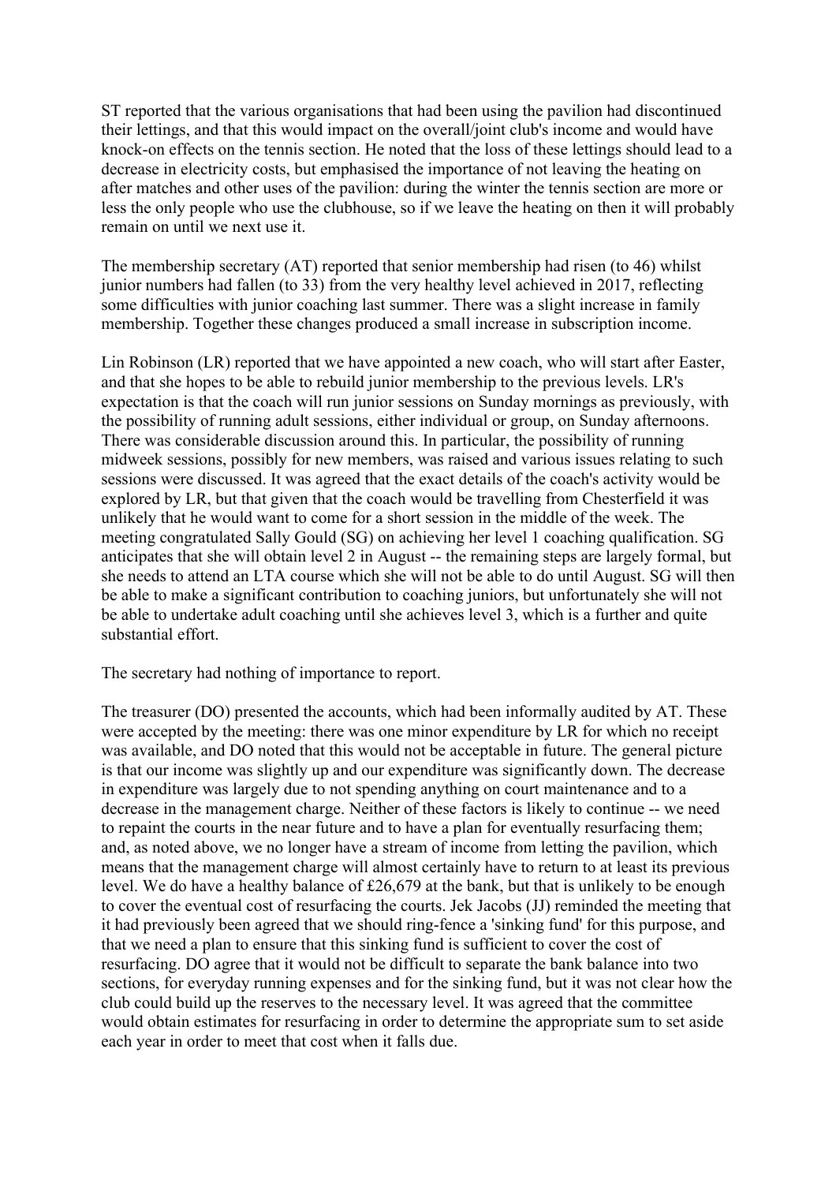ST reported that the various organisations that had been using the pavilion had discontinued their lettings, and that this would impact on the overall/joint club's income and would have knock-on effects on the tennis section. He noted that the loss of these lettings should lead to a decrease in electricity costs, but emphasised the importance of not leaving the heating on after matches and other uses of the pavilion: during the winter the tennis section are more or less the only people who use the clubhouse, so if we leave the heating on then it will probably remain on until we next use it.

The membership secretary (AT) reported that senior membership had risen (to 46) whilst junior numbers had fallen (to 33) from the very healthy level achieved in 2017, reflecting some difficulties with junior coaching last summer. There was a slight increase in family membership. Together these changes produced a small increase in subscription income.

Lin Robinson (LR) reported that we have appointed a new coach, who will start after Easter, and that she hopes to be able to rebuild junior membership to the previous levels. LR's expectation is that the coach will run junior sessions on Sunday mornings as previously, with the possibility of running adult sessions, either individual or group, on Sunday afternoons. There was considerable discussion around this. In particular, the possibility of running midweek sessions, possibly for new members, was raised and various issues relating to such sessions were discussed. It was agreed that the exact details of the coach's activity would be explored by LR, but that given that the coach would be travelling from Chesterfield it was unlikely that he would want to come for a short session in the middle of the week. The meeting congratulated Sally Gould (SG) on achieving her level 1 coaching qualification. SG anticipates that she will obtain level 2 in August -- the remaining steps are largely formal, but she needs to attend an LTA course which she will not be able to do until August. SG will then be able to make a significant contribution to coaching juniors, but unfortunately she will not be able to undertake adult coaching until she achieves level 3, which is a further and quite substantial effort.

The secretary had nothing of importance to report.

The treasurer (DO) presented the accounts, which had been informally audited by AT. These were accepted by the meeting: there was one minor expenditure by LR for which no receipt was available, and DO noted that this would not be acceptable in future. The general picture is that our income was slightly up and our expenditure was significantly down. The decrease in expenditure was largely due to not spending anything on court maintenance and to a decrease in the management charge. Neither of these factors is likely to continue -- we need to repaint the courts in the near future and to have a plan for eventually resurfacing them; and, as noted above, we no longer have a stream of income from letting the pavilion, which means that the management charge will almost certainly have to return to at least its previous level. We do have a healthy balance of £26,679 at the bank, but that is unlikely to be enough to cover the eventual cost of resurfacing the courts. Jek Jacobs (JJ) reminded the meeting that it had previously been agreed that we should ring-fence a 'sinking fund' for this purpose, and that we need a plan to ensure that this sinking fund is sufficient to cover the cost of resurfacing. DO agree that it would not be difficult to separate the bank balance into two sections, for everyday running expenses and for the sinking fund, but it was not clear how the club could build up the reserves to the necessary level. It was agreed that the committee would obtain estimates for resurfacing in order to determine the appropriate sum to set aside each year in order to meet that cost when it falls due.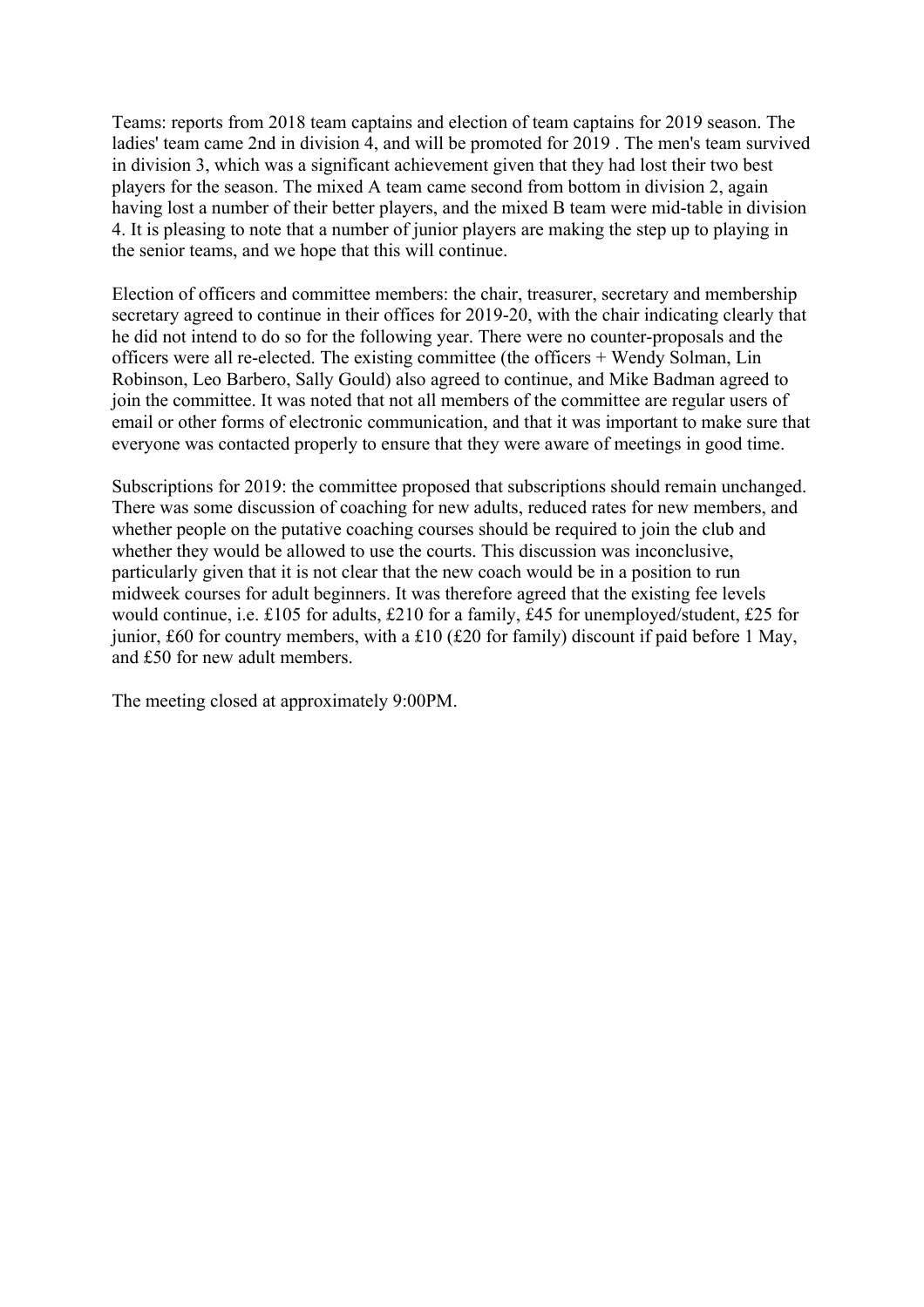Teams: reports from 2018 team captains and election of team captains for 2019 season. The ladies' team came 2nd in division 4, and will be promoted for 2019 . The men's team survived in division 3, which was a significant achievement given that they had lost their two best players for the season. The mixed A team came second from bottom in division 2, again having lost a number of their better players, and the mixed B team were mid-table in division 4. It is pleasing to note that a number of junior players are making the step up to playing in the senior teams, and we hope that this will continue.

Election of officers and committee members: the chair, treasurer, secretary and membership secretary agreed to continue in their offices for 2019-20, with the chair indicating clearly that he did not intend to do so for the following year. There were no counter-proposals and the officers were all re-elected. The existing committee (the officers + Wendy Solman, Lin Robinson, Leo Barbero, Sally Gould) also agreed to continue, and Mike Badman agreed to join the committee. It was noted that not all members of the committee are regular users of email or other forms of electronic communication, and that it was important to make sure that everyone was contacted properly to ensure that they were aware of meetings in good time.

Subscriptions for 2019: the committee proposed that subscriptions should remain unchanged. There was some discussion of coaching for new adults, reduced rates for new members, and whether people on the putative coaching courses should be required to join the club and whether they would be allowed to use the courts. This discussion was inconclusive, particularly given that it is not clear that the new coach would be in a position to run midweek courses for adult beginners. It was therefore agreed that the existing fee levels would continue, i.e. £105 for adults, £210 for a family, £45 for unemployed/student, £25 for junior, £60 for country members, with a £10 (£20 for family) discount if paid before 1 May, and £50 for new adult members.

The meeting closed at approximately 9:00PM.